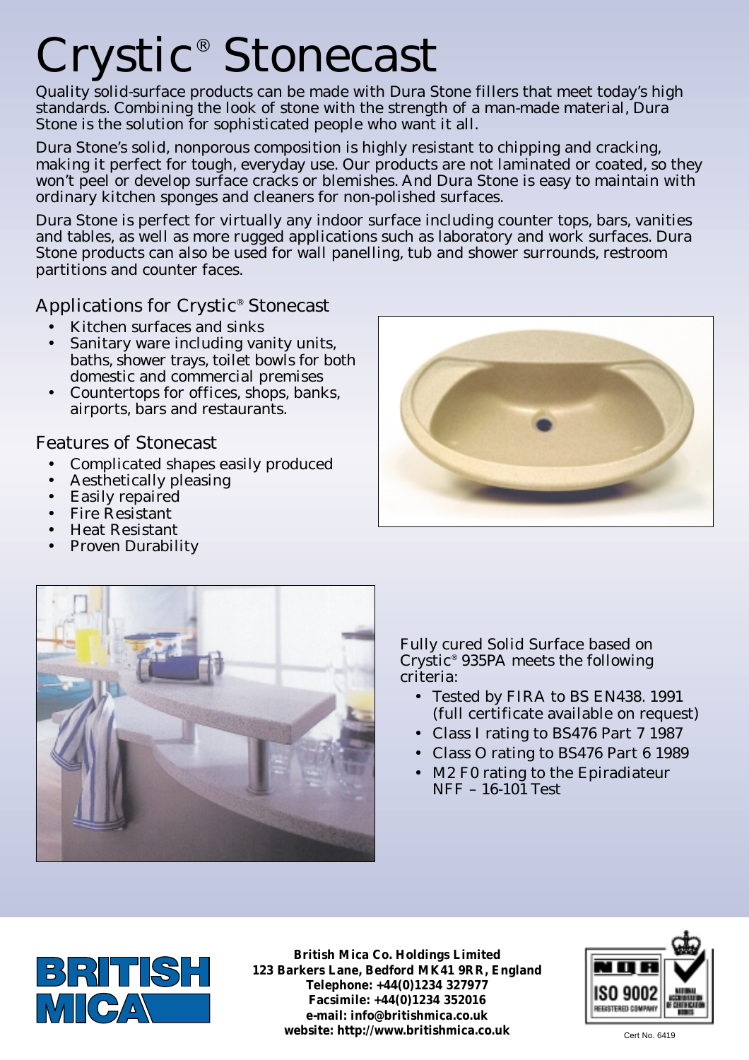# Crystic® Stonecast

Quality solid-surface products can be made with Dura Stone fillers that meet today's high standards. Combining the look of stone with the strength of a man-made material, Dura Stone is the solution for sophisticated people who want it all.

Dura Stone's solid, nonporous composition is highly resistant to chipping and cracking, making it perfect for tough, everyday use. Our products are not laminated or coated, so they won't peel or develop surface cracks or blemishes. And Dura Stone is easy to maintain with ordinary kitchen sponges and cleaners for non-polished surfaces.

Dura Stone is perfect for virtually any indoor surface including counter tops, bars, vanities and tables, as well as more rugged applications such as laboratory and work surfaces. Dura Stone products can also be used for wall panelling, tub and shower surrounds, restroom partitions and counter faces.

## Applications for Crystic® Stonecast

- Kitchen surfaces and sinks
- Sanitary ware including vanity units, baths, shower trays, toilet bowls for both domestic and commercial premises
- Countertops for offices, shops, banks, airports, bars and restaurants.

## Features of Stonecast

- Complicated shapes easily produced
- Aesthetically pleasing
- Easily repaired
- Fire Resistant
- Heat Resistant
- Proven Durability

Fully cured Solid Surface based on Crystic® 935PA meets the following criteria:

- Tested by FIRA to BS EN438. 1991 (full certificate available on request)
- Class I rating to BS476 Part 7 1987
- Class O rating to BS476 Part 6 1989
- M2 F0 rating to the Epiradiateur NFF – 16-101 Test

**British Mica Co. Holdings Limited**
**123 Barkers Lane, Bedford MK41 9RR, England**
**Telephone: +44(0)1234 327977**
**Facsimile: +44(0)1234 352016**
**e-mail: info@britishmica.co.uk**
**website: http://www.britishmica.co.uk**

Cert No. 6419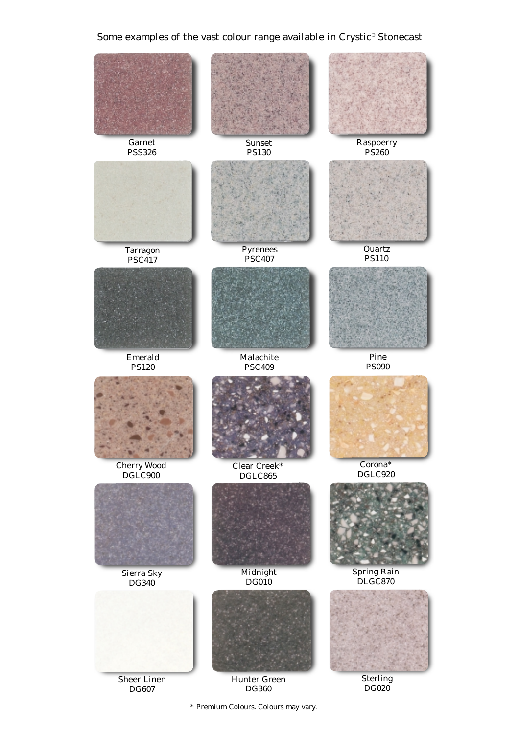Some examples of the vast colour range available in Crystic® Stonecast

Garnet
PSS326

Sunset
PS130

Raspberry
PS260

Tarragon
PSC417

Pyrenees
PSC407

Quartz
PS110

Emerald
PS120

Malachite
PSC409

Pine
PS090

Cherry Wood
DGLC900

Clear Creek*
DGLC865

Corona*
DGLC920

Sierra Sky
DG340

Midnight
DG010

Spring Rain
DLGC870

Sheer Linen
DG607

Hunter Green
DG360

Sterling
DG020

\* Premium Colours. Colours may vary.